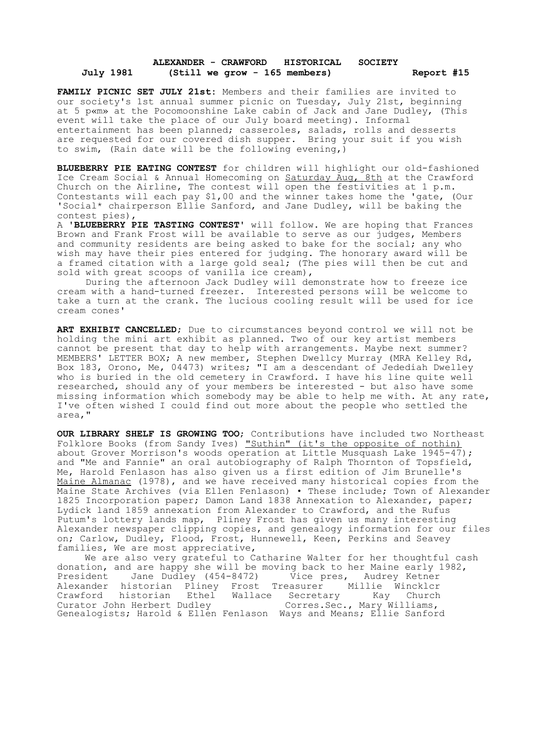# ALEXANDER - CRAWFORD HISTORICAL SOCIETY

**July 1981** **(Still we grow - 165 members)** **Report #15**

**FAMILY PICNIC SET JULY 21st:** Members and their families are invited to our society's 1st annual summer picnic on Tuesday, July 21st, beginning at 5 p«m» at the Pocomoonshine Lake cabin of Jack and Jane Dudley, (This event will take the place of our July board meeting). Informal entertainment has been planned; casseroles, salads, rolls and desserts are requested for our covered dish supper. Bring your suit if you wish to swim, (Rain date will be the following evening,)

**BLUEBERRY PIE EATING CONTEST** for children will highlight our old-fashioned Ice Cream Social & Annual Homecoming on Saturday Aug, 8th at the Crawford Church on the Airline, The contest will open the festivities at 1 p.m. Contestants will each pay $1,00 and the winner takes home the 'gate, (Our 'Social* chairperson Ellie Sanford, and Jane Dudley, will be baking the contest pies),

A **'BLUEBERRY PIE TASTING CONTEST'** will follow. We are hoping that Frances Brown and Frank Frost will be available to serve as our judges, Members and community residents are being asked to bake for the social; any who wish may have their pies entered for judging. The honorary award will be a framed citation with a large gold seal; (The pies will then be cut and sold with great scoops of vanilla ice cream),

During the afternoon Jack Dudley will demonstrate how to freeze ice cream with a hand-turned freezer. Interested persons will be welcome to take a turn at the crank. The lucious cooling result will be used for ice cream cones'

**ART EXHIBIT CANCELLED**; Due to circumstances beyond control we will not be holding the mini art exhibit as planned. Two of our key artist members cannot be present that day to help with arrangements. Maybe next summer?

MEMBERS' LETTER BOX; A new member, Stephen Dwellcy Murray (MRA Kelley Rd, Box 183, Orono, Me, 04473) writes; "I am a descendant of Jedediah Dwelley who is buried in the old cemetery in Crawford. I have his line quite well researched, should any of your members be interested - but also have some missing information which somebody may be able to help me with. At any rate, I've often wished I could find out more about the people who settled the area,"

**OUR LIBRARY SHELF IS GROWING TOO**; Contributions have included two Northeast Folklore Books (from Sandy Ives) "Suthin" (it's the opposite of nothin) about Grover Morrison's woods operation at Little Musquash Lake 1945-47); and "Me and Fannie" an oral autobiography of Ralph Thornton of Topsfield, Me, Harold Fenlason has also given us a first edition of Jim Brunelle's Maine Almanac (1978), and we have received many historical copies from the Maine State Archives (via Ellen Fenlason) • These include; Town of Alexander 1825 Incorporation paper; Damon Land 1838 Annexation to Alexander, paper; Lydick land 1859 annexation from Alexander to Crawford, and the Rufus Putum's lottery lands map, Pliney Frost has given us many interesting Alexander newspaper clipping copies, and genealogy information for our files on; Carlow, Dudley, Flood, Frost, Hunnewell, Keen, Perkins and Seavey families, We are most appreciative,

We are also very grateful to Catharine Walter for her thoughtful cash donation, and are happy she will be moving back to her Maine early 1982,

President Jane Dudley (454-8472) Vice pres, Audrey Ketner
Alexander historian Pliney Frost Treasurer Millie Wincklcr
Crawford historian Ethel Wallace Secretary Kay Church
Curator John Herbert Dudley Corres.Sec., Mary Williams,
Genealogists; Harold & Ellen Fenlason Ways and Means; Ellie Sanford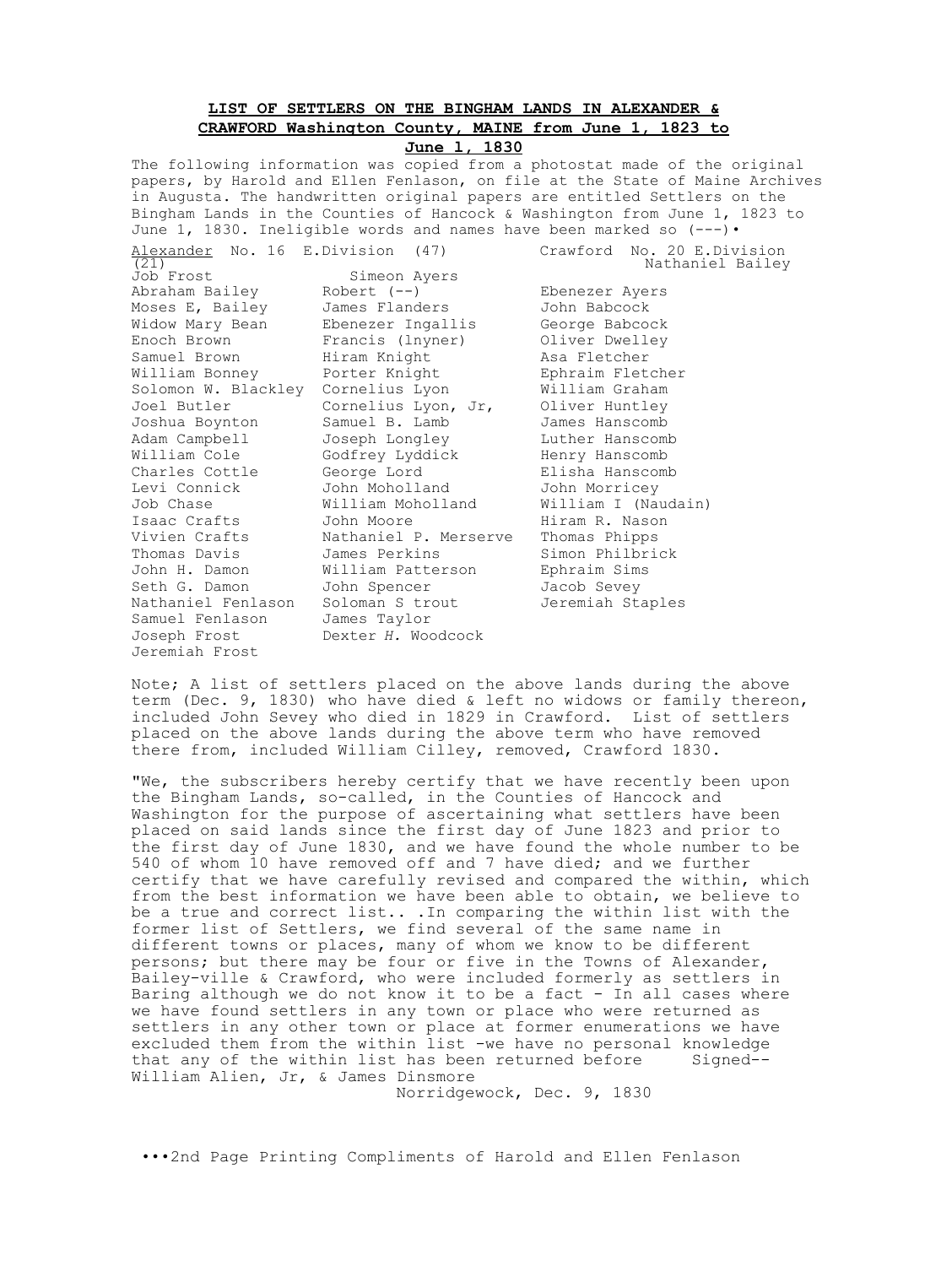**LIST OF SETTLERS ON THE BINGHAM LANDS IN ALEXANDER & CRAWFORD Washington County, MAINE from June 1, 1823 to June 1, 1830**

The following information was copied from a photostat made of the original papers, by Harold and Ellen Fenlason, on file at the State of Maine Archives in Augusta. The handwritten original papers are entitled Settlers on the Bingham Lands in the Counties of Hancock & Washington from June 1, 1823 to June 1, 1830. Ineligible words and names have been marked so (---)•

| Alexander No. 16 E.Division (47) | | Crawford No. 20 E.Division (21) |
|---|---|---|
| Job Frost | Simeon Ayers | Nathaniel Bailey |
| Abraham Bailey | Robert (--) | Ebenezer Ayers |
| Moses E, Bailey | James Flanders | John Babcock |
| Widow Mary Bean | Ebenezer Ingallis | George Babcock |
| Enoch Brown | Francis (lnyner) | Oliver Dwelley |
| Samuel Brown | Hiram Knight | Asa Fletcher |
| William Bonney | Porter Knight | Ephraim Fletcher |
| Solomon W. Blackley | Cornelius Lyon | William Graham |
| Joel Butler | Cornelius Lyon, Jr, | Oliver Huntley |
| Joshua Boynton | Samuel B. Lamb | James Hanscomb |
| Adam Campbell | Joseph Longley | Luther Hanscomb |
| William Cole | Godfrey Lyddick | Henry Hanscomb |
| Charles Cottle | George Lord | Elisha Hanscomb |
| Levi Connick | John Moholland | John Morricey |
| Job Chase | William Moholland | William I (Naudain) |
| Isaac Crafts | John Moore | Hiram R. Nason |
| Vivien Crafts | Nathaniel P. Merserve | Thomas Phipps |
| Thomas Davis | James Perkins | Simon Philbrick |
| John H. Damon | William Patterson | Ephraim Sims |
| Seth G. Damon | John Spencer | Jacob Sevey |
| Nathaniel Fenlason | Soloman S trout | Jeremiah Staples |
| Samuel Fenlason | James Taylor | |
| Joseph Frost | Dexter *H.* Woodcock | |
| Jeremiah Frost | | |

Note; A list of settlers placed on the above lands during the above term (Dec. 9, 1830) who have died & left no widows or family thereon, included John Sevey who died in 1829 in Crawford. List of settlers placed on the above lands during the above term who have removed there from, included William Cilley, removed, Crawford 1830.

"We, the subscribers hereby certify that we have recently been upon the Bingham Lands, so-called, in the Counties of Hancock and Washington for the purpose of ascertaining what settlers have been placed on said lands since the first day of June 1823 and prior to the first day of June 1830, and we have found the whole number to be 540 of whom 10 have removed off and 7 have died; and we further certify that we have carefully revised and compared the within, which from the best information we have been able to obtain, we believe to be a true and correct list.. .In comparing the within list with the former list of Settlers, we find several of the same name in different towns or places, many of whom we know to be different persons; but there may be four or five in the Towns of Alexander, Bailey-ville & Crawford, who were included formerly as settlers in Baring although we do not know it to be a fact - In all cases where we have found settlers in any town or place who were returned as settlers in any other town or place at former enumerations we have excluded them from the within list -we have no personal knowledge that any of the within list has been returned before     Signed-- William Alien, Jr, & James Dinsmore

Norridgewock, Dec. 9, 1830

•••2nd Page Printing Compliments of Harold and Ellen Fenlason